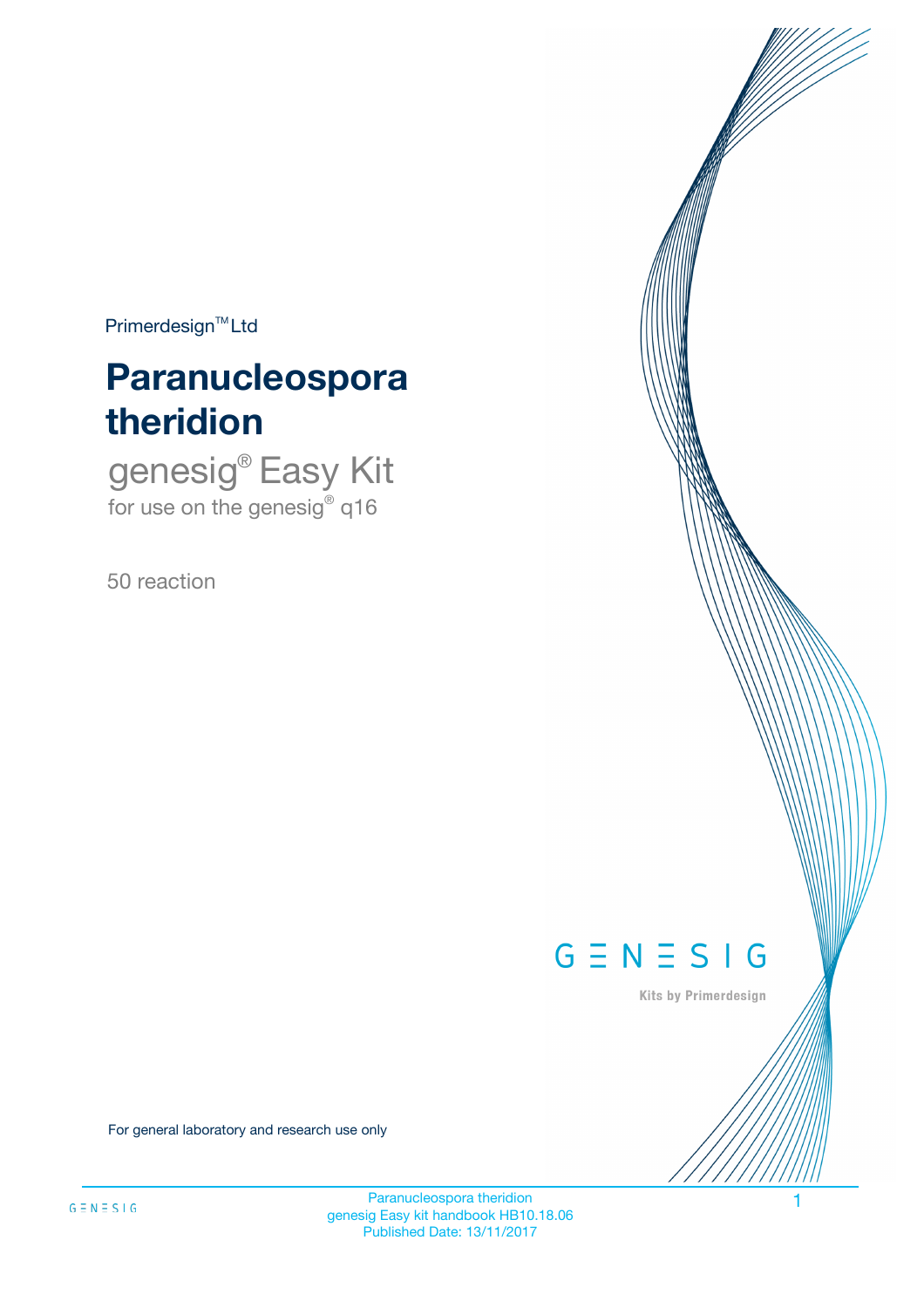Primerdesign™ Ltd

# Paranucleospora theridion

## genesig® Easy Kit

for use on the genesig® q16

50 reaction

GENESIG

Kits by Primerdesign

For general laboratory and research use only

Paranucleospora theridion
genesig Easy kit handbook HB10.18.06
Published Date: 13/11/2017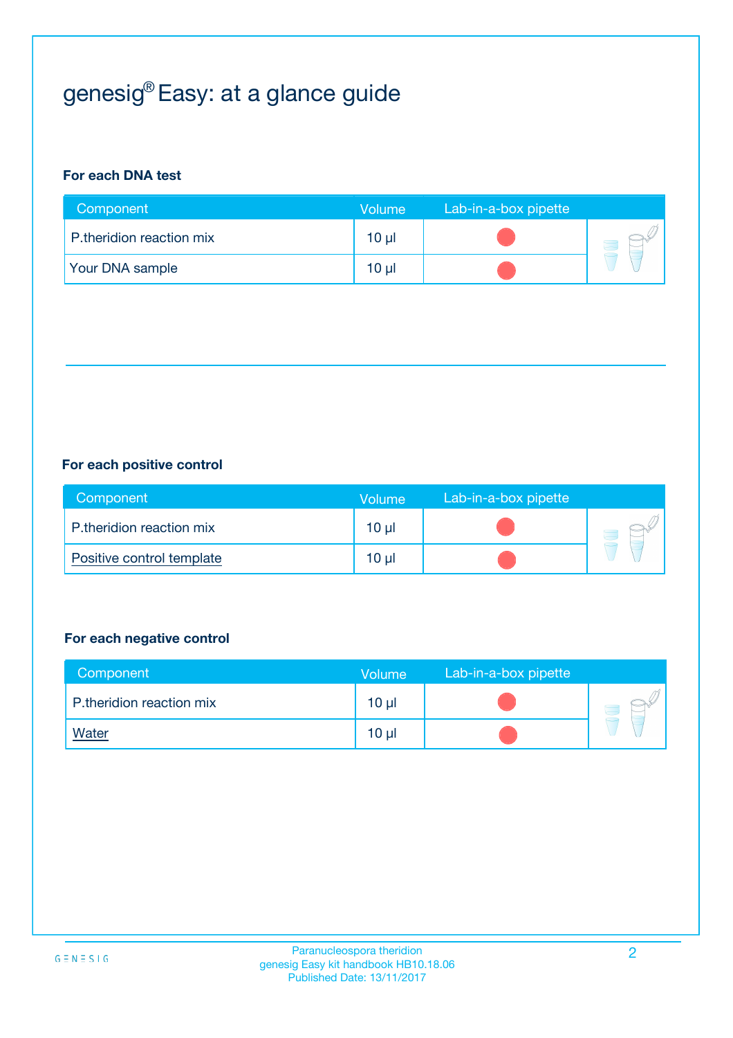# genesig® Easy: at a glance guide

**For each DNA test**

| Component | Volume | Lab-in-a-box pipette |
|---|---|---|
| P.theridion reaction mix | 10 µl | |
| Your DNA sample | 10 µl | |

**For each positive control**

| Component | Volume | Lab-in-a-box pipette |
|---|---|---|
| P.theridion reaction mix | 10 µl | |
| Positive control template | 10 µl | |

**For each negative control**

| Component | Volume | Lab-in-a-box pipette |
|---|---|---|
| P.theridion reaction mix | 10 µl | |
| Water | 10 µl | |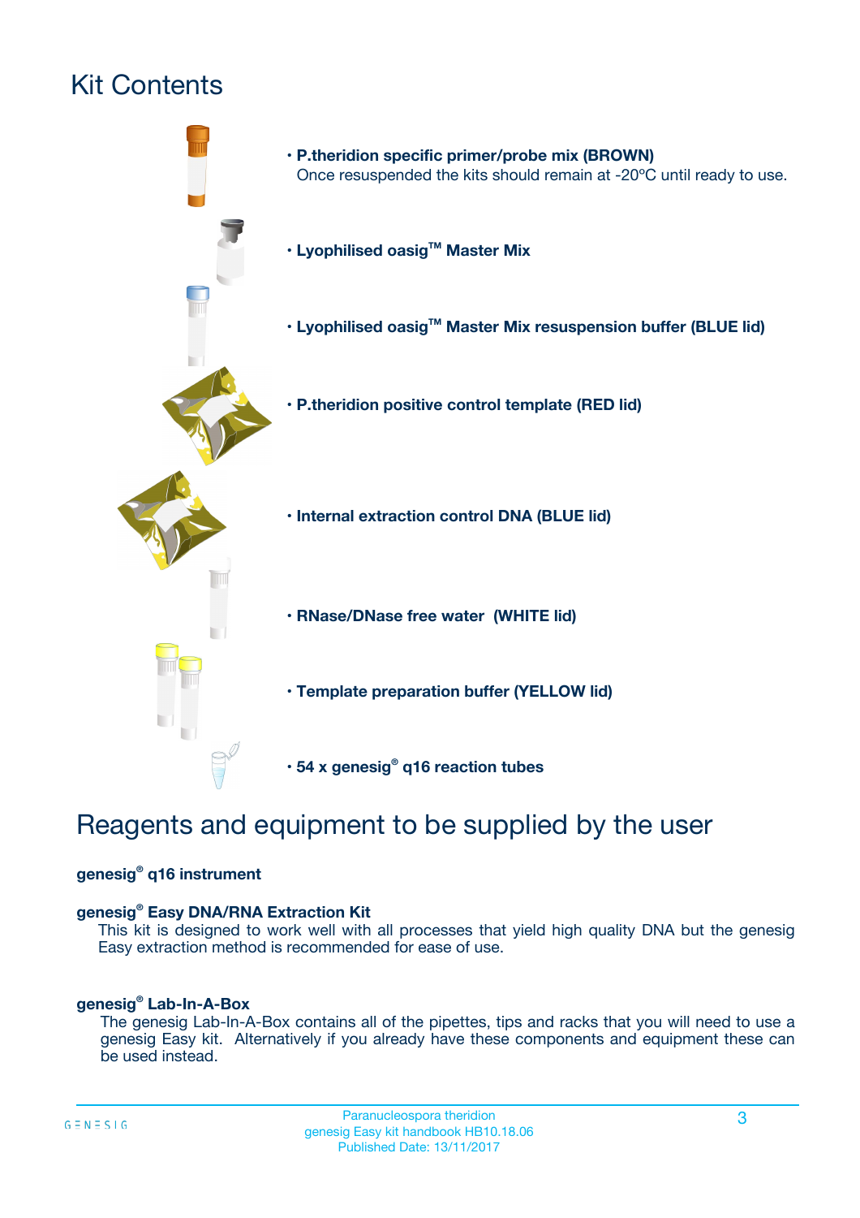# Kit Contents

- **P.theridion specific primer/probe mix (BROWN)**
  Once resuspended the kits should remain at -20ºC until ready to use.
- **Lyophilised oasig™ Master Mix**
- **Lyophilised oasig™ Master Mix resuspension buffer (BLUE lid)**
- **P.theridion positive control template (RED lid)**
- **Internal extraction control DNA (BLUE lid)**
- **RNase/DNase free water (WHITE lid)**
- **Template preparation buffer (YELLOW lid)**
- **54 x genesig® q16 reaction tubes**

# Reagents and equipment to be supplied by the user

**genesig® q16 instrument**

**genesig® Easy DNA/RNA Extraction Kit**
This kit is designed to work well with all processes that yield high quality DNA but the genesig Easy extraction method is recommended for ease of use.

**genesig® Lab-In-A-Box**
The genesig Lab-In-A-Box contains all of the pipettes, tips and racks that you will need to use a genesig Easy kit. Alternatively if you already have these components and equipment these can be used instead.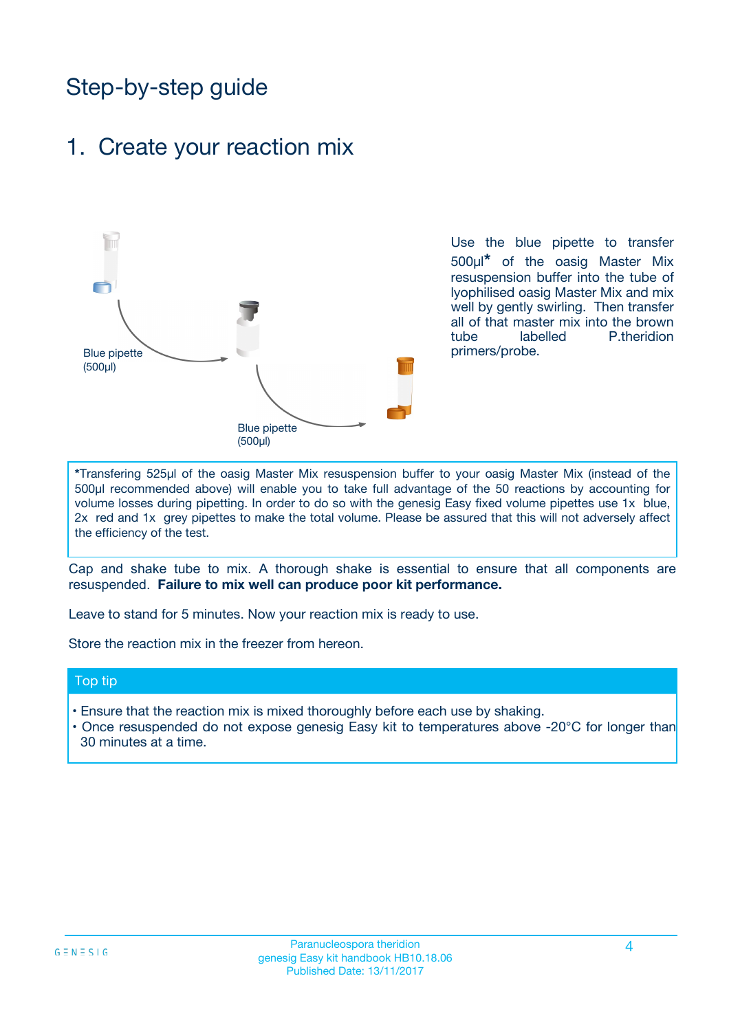# Step-by-step guide

## 1. Create your reaction mix

Blue pipette (500µl)

Blue pipette (500µl)

Use the blue pipette to transfer 500µl* of the oasig Master Mix resuspension buffer into the tube of lyophilised oasig Master Mix and mix well by gently swirling. Then transfer all of that master mix into the brown tube labelled P.theridion primers/probe.

*Transfering 525µl of the oasig Master Mix resuspension buffer to your oasig Master Mix (instead of the 500µl recommended above) will enable you to take full advantage of the 50 reactions by accounting for volume losses during pipetting. In order to do so with the genesig Easy fixed volume pipettes use 1x blue, 2x red and 1x grey pipettes to make the total volume. Please be assured that this will not adversely affect the efficiency of the test.

Cap and shake tube to mix. A thorough shake is essential to ensure that all components are resuspended. **Failure to mix well can produce poor kit performance.**

Leave to stand for 5 minutes. Now your reaction mix is ready to use.

Store the reaction mix in the freezer from hereon.

**Top tip**

- Ensure that the reaction mix is mixed thoroughly before each use by shaking.
- Once resuspended do not expose genesig Easy kit to temperatures above -20°C for longer than 30 minutes at a time.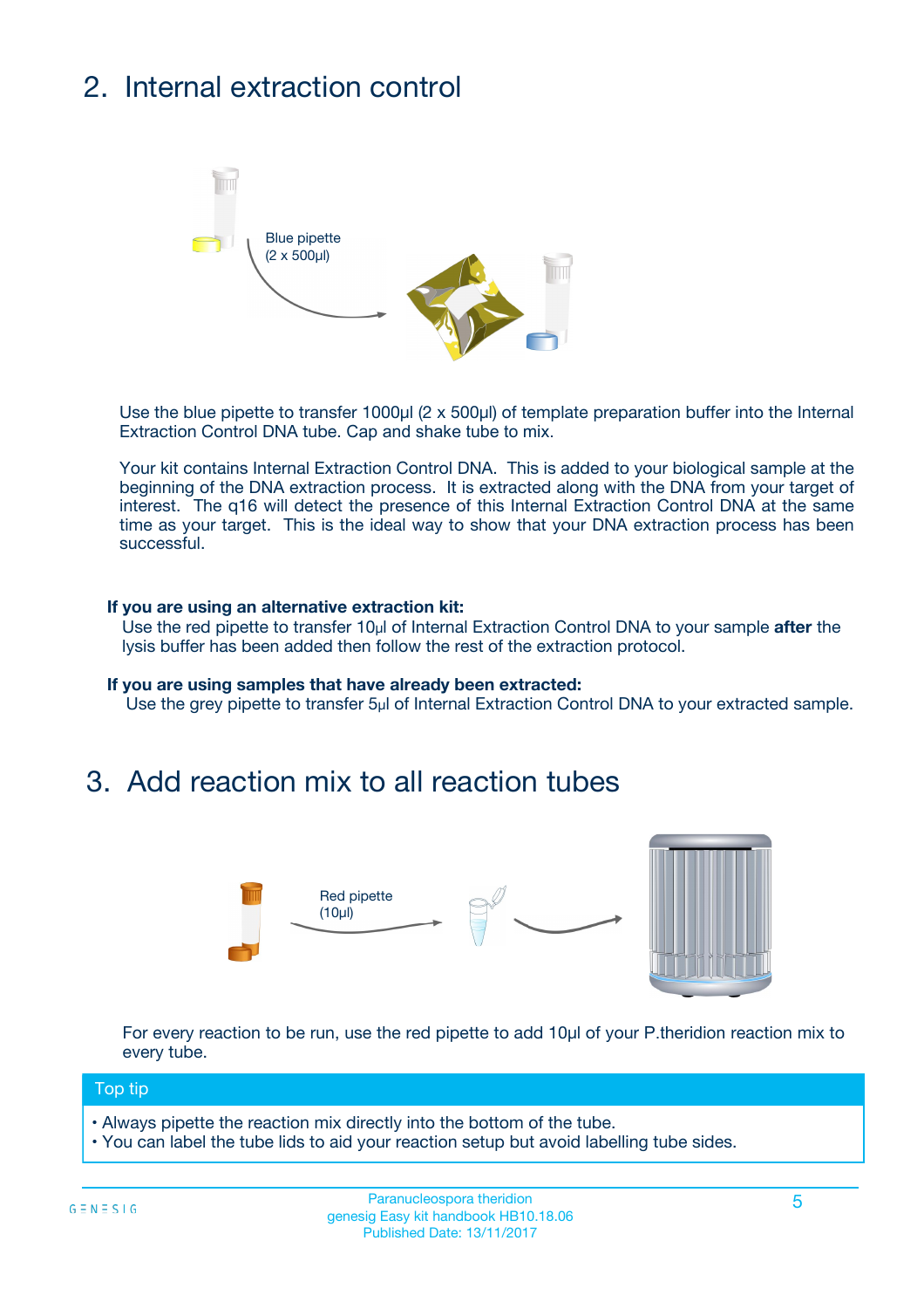## 2. Internal extraction control

Blue pipette
(2 x 500µl)

Use the blue pipette to transfer 1000µl (2 x 500µl) of template preparation buffer into the Internal Extraction Control DNA tube. Cap and shake tube to mix.

Your kit contains Internal Extraction Control DNA. This is added to your biological sample at the beginning of the DNA extraction process. It is extracted along with the DNA from your target of interest. The q16 will detect the presence of this Internal Extraction Control DNA at the same time as your target. This is the ideal way to show that your DNA extraction process has been successful.

**If you are using an alternative extraction kit:**
Use the red pipette to transfer 10µl of Internal Extraction Control DNA to your sample **after** the lysis buffer has been added then follow the rest of the extraction protocol.

**If you are using samples that have already been extracted:**
Use the grey pipette to transfer 5µl of Internal Extraction Control DNA to your extracted sample.

## 3. Add reaction mix to all reaction tubes

Red pipette
(10µl)

For every reaction to be run, use the red pipette to add 10µl of your P.theridion reaction mix to every tube.

**Top tip**

- Always pipette the reaction mix directly into the bottom of the tube.
- You can label the tube lids to aid your reaction setup but avoid labelling tube sides.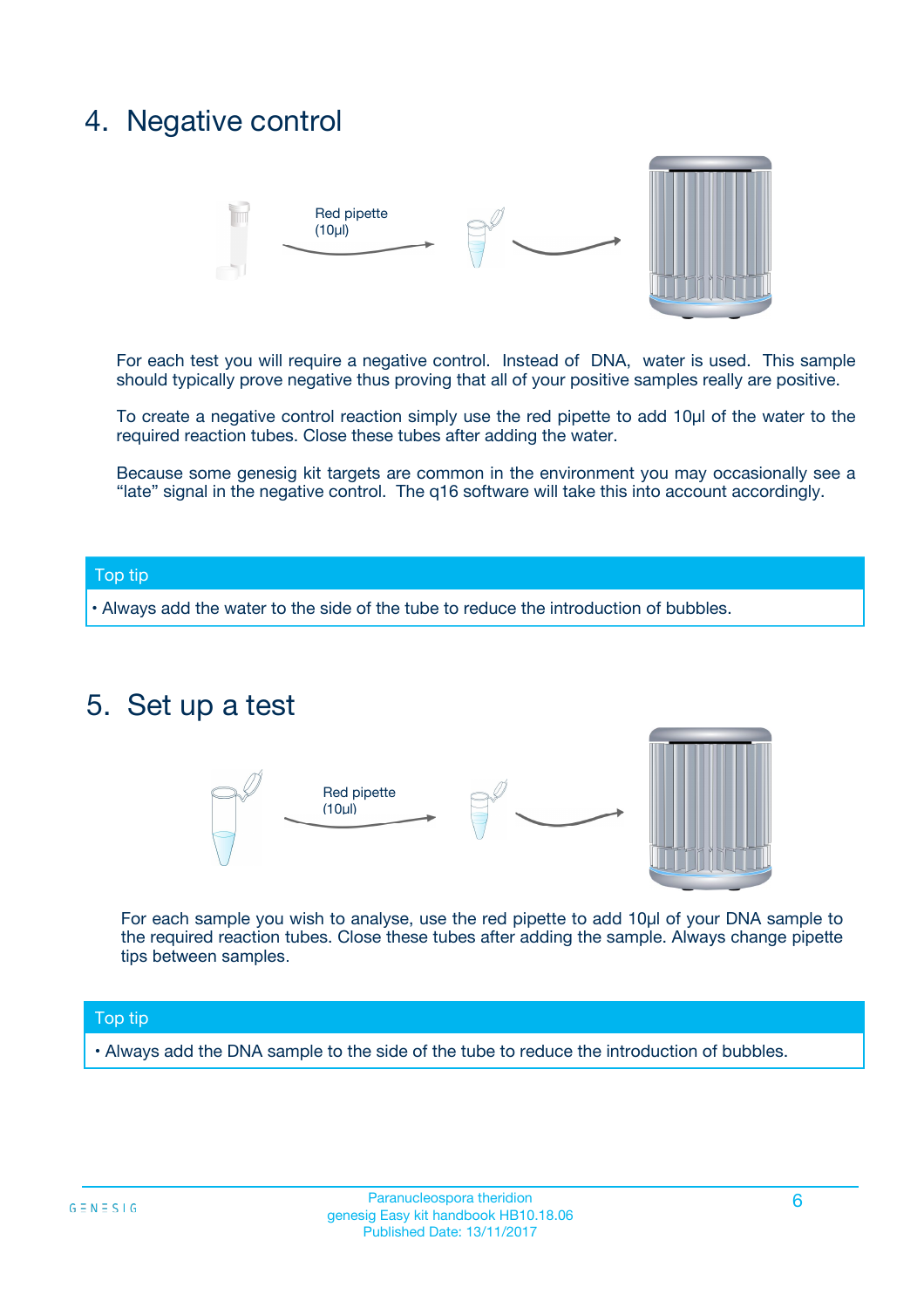## 4. Negative control

Red pipette (10µl)

For each test you will require a negative control. Instead of DNA, water is used. This sample should typically prove negative thus proving that all of your positive samples really are positive.

To create a negative control reaction simply use the red pipette to add 10µl of the water to the required reaction tubes. Close these tubes after adding the water.

Because some genesig kit targets are common in the environment you may occasionally see a "late" signal in the negative control. The q16 software will take this into account accordingly.

**Top tip**

- Always add the water to the side of the tube to reduce the introduction of bubbles.

## 5. Set up a test

Red pipette (10µl)

For each sample you wish to analyse, use the red pipette to add 10µl of your DNA sample to the required reaction tubes. Close these tubes after adding the sample. Always change pipette tips between samples.

**Top tip**

- Always add the DNA sample to the side of the tube to reduce the introduction of bubbles.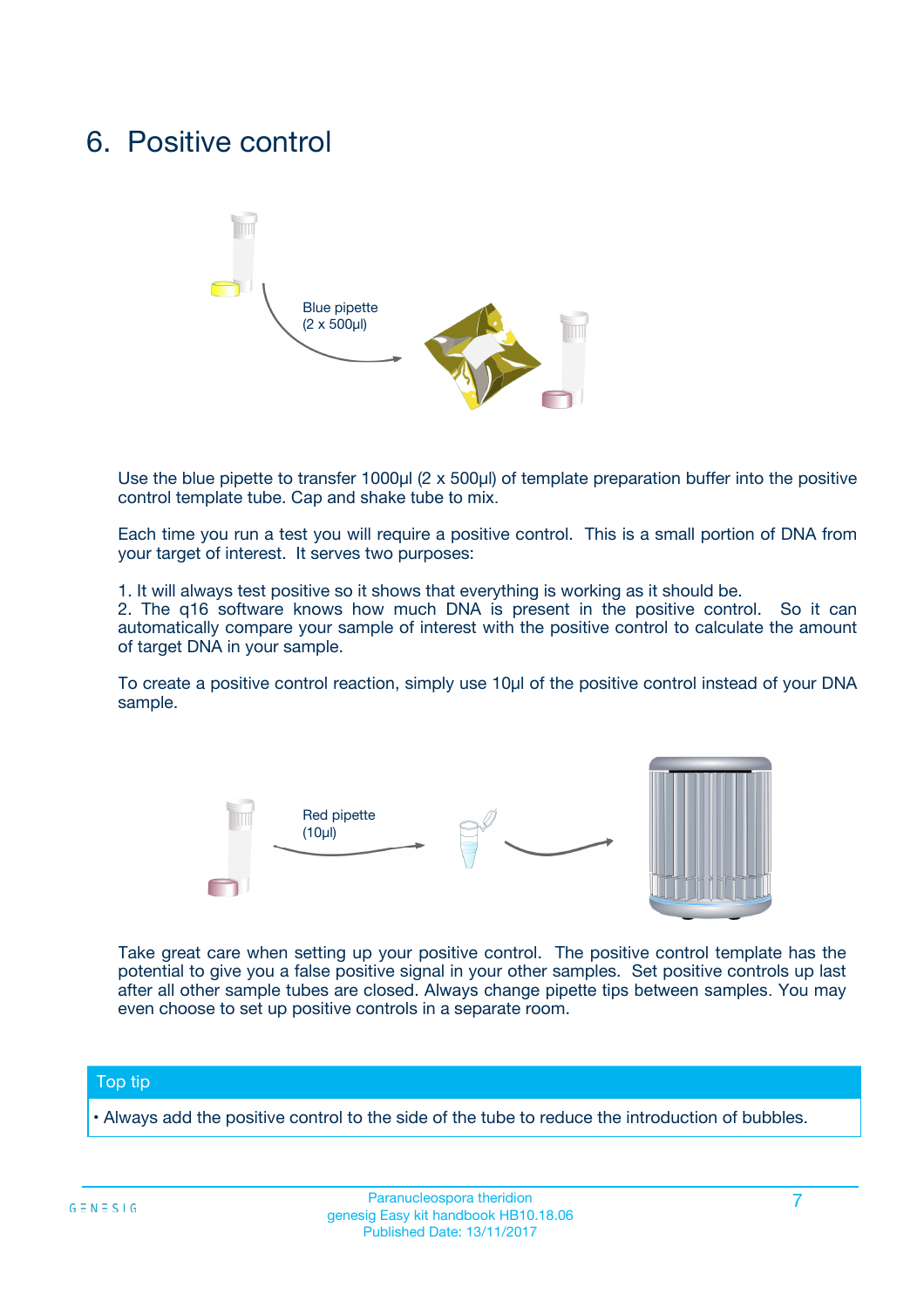# 6. Positive control

Blue pipette
(2 x 500µl)

Use the blue pipette to transfer 1000µl (2 x 500µl) of template preparation buffer into the positive control template tube. Cap and shake tube to mix.

Each time you run a test you will require a positive control. This is a small portion of DNA from your target of interest. It serves two purposes:

1. It will always test positive so it shows that everything is working as it should be.
2. The q16 software knows how much DNA is present in the positive control. So it can automatically compare your sample of interest with the positive control to calculate the amount of target DNA in your sample.

To create a positive control reaction, simply use 10µl of the positive control instead of your DNA sample.

Red pipette
(10µl)

Take great care when setting up your positive control. The positive control template has the potential to give you a false positive signal in your other samples. Set positive controls up last after all other sample tubes are closed. Always change pipette tips between samples. You may even choose to set up positive controls in a separate room.

## Top tip

- Always add the positive control to the side of the tube to reduce the introduction of bubbles.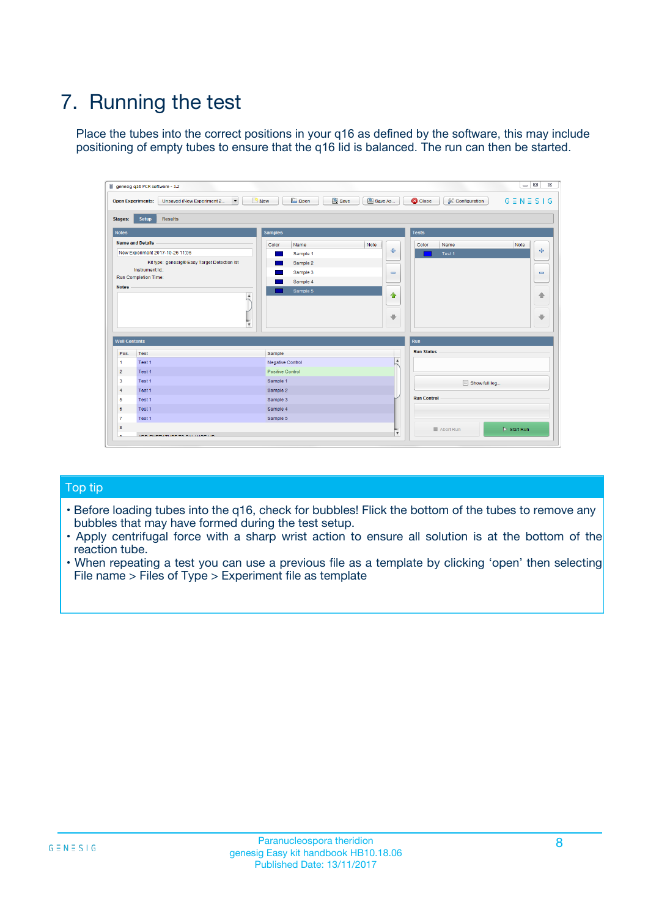# 7. Running the test

Place the tubes into the correct positions in your q16 as defined by the software, this may include positioning of empty tubes to ensure that the q16 lid is balanced. The run can then be started.

## Top tip

- Before loading tubes into the q16, check for bubbles! Flick the bottom of the tubes to remove any bubbles that may have formed during the test setup.
- Apply centrifugal force with a sharp wrist action to ensure all solution is at the bottom of the reaction tube.
- When repeating a test you can use a previous file as a template by clicking 'open' then selecting File name > Files of Type > Experiment file as template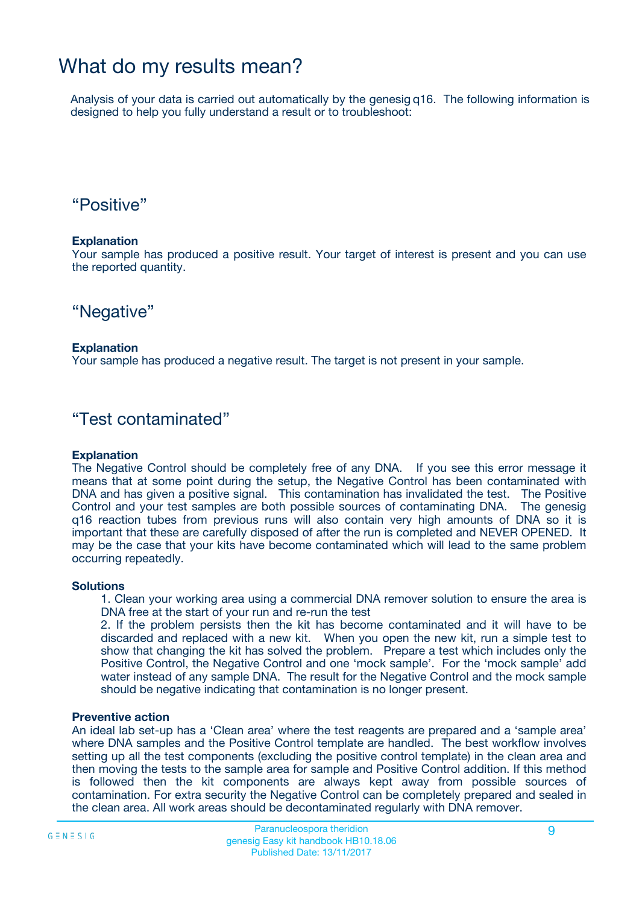# What do my results mean?

Analysis of your data is carried out automatically by the genesig q16. The following information is designed to help you fully understand a result or to troubleshoot:

## “Positive”

**Explanation**
Your sample has produced a positive result. Your target of interest is present and you can use the reported quantity.

## “Negative”

**Explanation**
Your sample has produced a negative result. The target is not present in your sample.

## “Test contaminated”

**Explanation**
The Negative Control should be completely free of any DNA. If you see this error message it means that at some point during the setup, the Negative Control has been contaminated with DNA and has given a positive signal. This contamination has invalidated the test. The Positive Control and your test samples are both possible sources of contaminating DNA. The genesig q16 reaction tubes from previous runs will also contain very high amounts of DNA so it is important that these are carefully disposed of after the run is completed and NEVER OPENED. It may be the case that your kits have become contaminated which will lead to the same problem occurring repeatedly.

**Solutions**

1. Clean your working area using a commercial DNA remover solution to ensure the area is DNA free at the start of your run and re-run the test
2. If the problem persists then the kit has become contaminated and it will have to be discarded and replaced with a new kit. When you open the new kit, run a simple test to show that changing the kit has solved the problem. Prepare a test which includes only the Positive Control, the Negative Control and one ‘mock sample’. For the ‘mock sample’ add water instead of any sample DNA. The result for the Negative Control and the mock sample should be negative indicating that contamination is no longer present.

**Preventive action**
An ideal lab set-up has a ‘Clean area’ where the test reagents are prepared and a ‘sample area’ where DNA samples and the Positive Control template are handled. The best workflow involves setting up all the test components (excluding the positive control template) in the clean area and then moving the tests to the sample area for sample and Positive Control addition. If this method is followed then the kit components are always kept away from possible sources of contamination. For extra security the Negative Control can be completely prepared and sealed in the clean area. All work areas should be decontaminated regularly with DNA remover.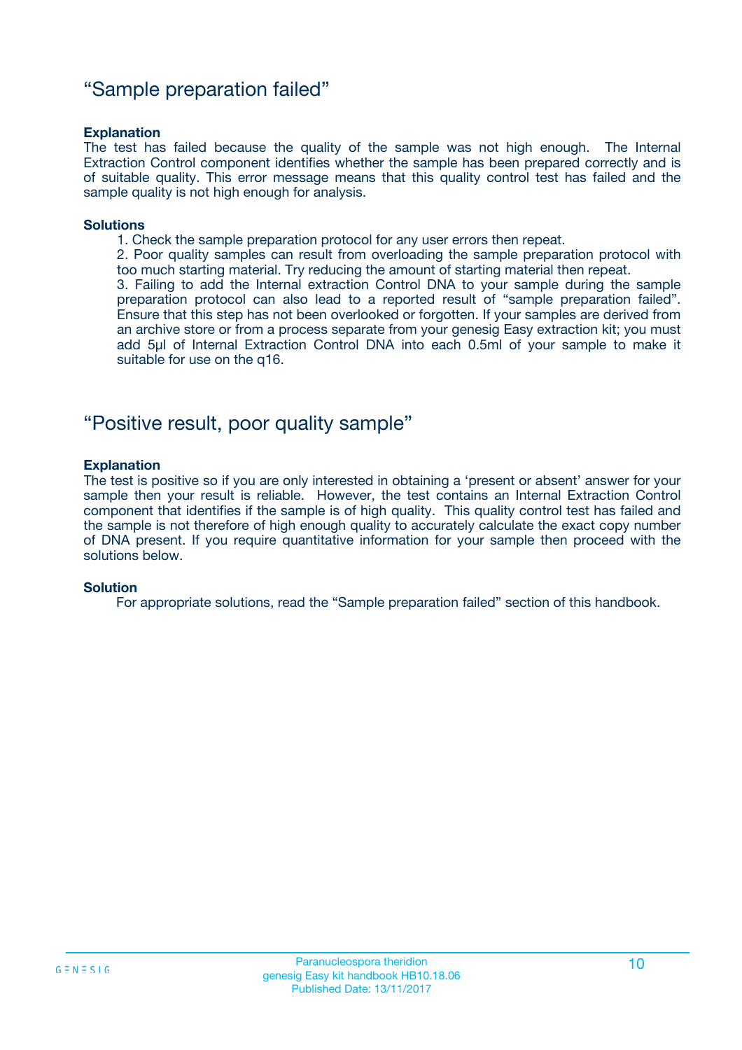## “Sample preparation failed”

**Explanation**

The test has failed because the quality of the sample was not high enough. The Internal Extraction Control component identifies whether the sample has been prepared correctly and is of suitable quality. This error message means that this quality control test has failed and the sample quality is not high enough for analysis.

**Solutions**

1. Check the sample preparation protocol for any user errors then repeat.
2. Poor quality samples can result from overloading the sample preparation protocol with too much starting material. Try reducing the amount of starting material then repeat.
3. Failing to add the Internal extraction Control DNA to your sample during the sample preparation protocol can also lead to a reported result of “sample preparation failed”. Ensure that this step has not been overlooked or forgotten. If your samples are derived from an archive store or from a process separate from your genesig Easy extraction kit; you must add 5µl of Internal Extraction Control DNA into each 0.5ml of your sample to make it suitable for use on the q16.

## “Positive result, poor quality sample”

**Explanation**

The test is positive so if you are only interested in obtaining a ‘present or absent’ answer for your sample then your result is reliable. However, the test contains an Internal Extraction Control component that identifies if the sample is of high quality. This quality control test has failed and the sample is not therefore of high enough quality to accurately calculate the exact copy number of DNA present. If you require quantitative information for your sample then proceed with the solutions below.

**Solution**

For appropriate solutions, read the “Sample preparation failed” section of this handbook.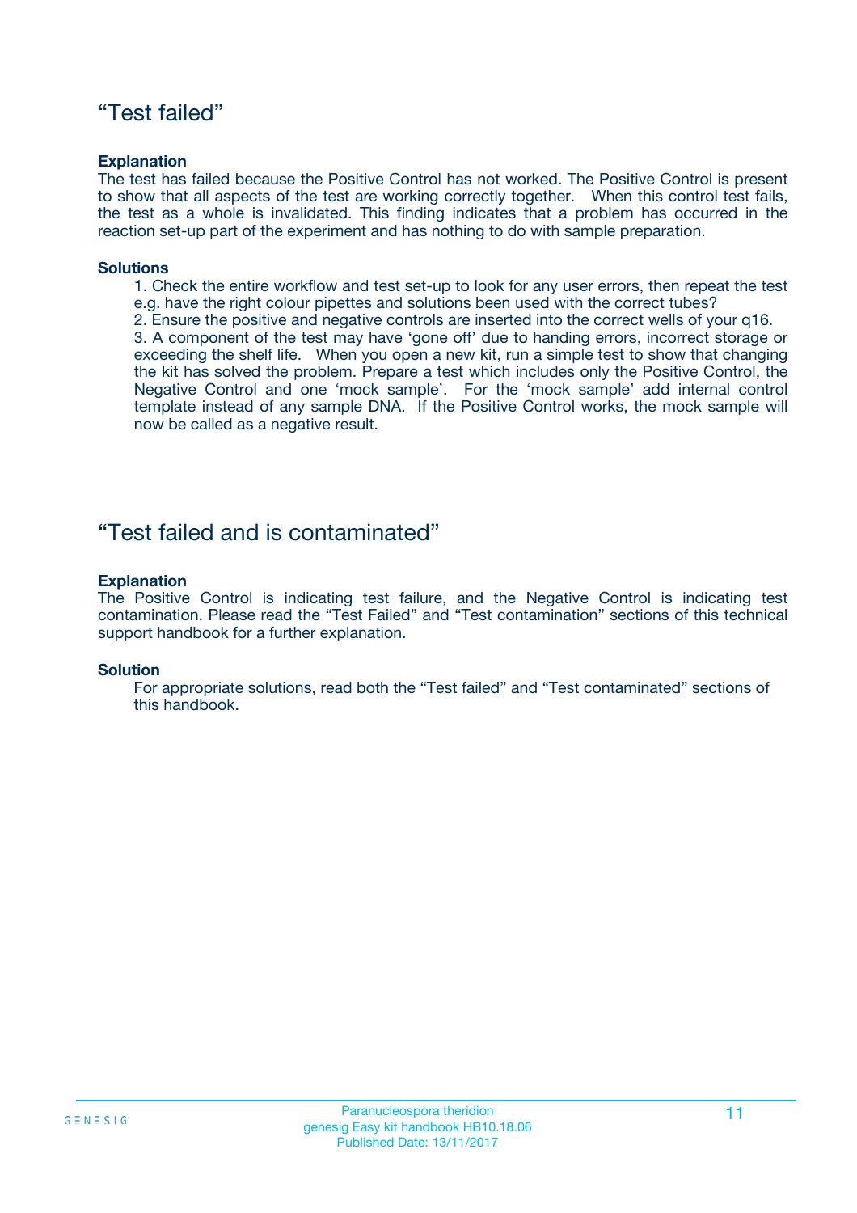## “Test failed”

**Explanation**

The test has failed because the Positive Control has not worked. The Positive Control is present to show that all aspects of the test are working correctly together. When this control test fails, the test as a whole is invalidated. This finding indicates that a problem has occurred in the reaction set-up part of the experiment and has nothing to do with sample preparation.

**Solutions**

1. Check the entire workflow and test set-up to look for any user errors, then repeat the test e.g. have the right colour pipettes and solutions been used with the correct tubes?
2. Ensure the positive and negative controls are inserted into the correct wells of your q16.
3. A component of the test may have ‘gone off’ due to handing errors, incorrect storage or exceeding the shelf life. When you open a new kit, run a simple test to show that changing the kit has solved the problem. Prepare a test which includes only the Positive Control, the Negative Control and one ‘mock sample’. For the ‘mock sample’ add internal control template instead of any sample DNA. If the Positive Control works, the mock sample will now be called as a negative result.

## “Test failed and is contaminated”

**Explanation**

The Positive Control is indicating test failure, and the Negative Control is indicating test contamination. Please read the “Test Failed” and “Test contamination” sections of this technical support handbook for a further explanation.

**Solution**

For appropriate solutions, read both the “Test failed” and “Test contaminated” sections of this handbook.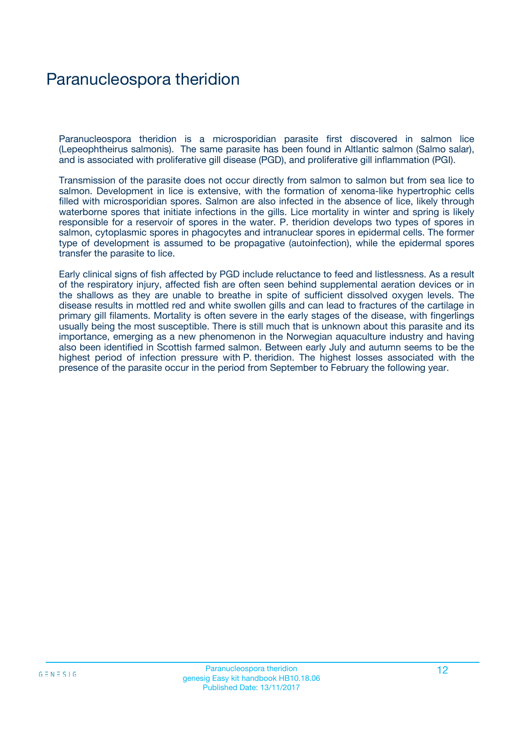# Paranucleospora theridion

Paranucleospora theridion is a microsporidian parasite first discovered in salmon lice (Lepeophtheirus salmonis). The same parasite has been found in Altlantic salmon (Salmo salar), and is associated with proliferative gill disease (PGD), and proliferative gill inflammation (PGI).

Transmission of the parasite does not occur directly from salmon to salmon but from sea lice to salmon. Development in lice is extensive, with the formation of xenoma-like hypertrophic cells filled with microsporidian spores. Salmon are also infected in the absence of lice, likely through waterborne spores that initiate infections in the gills. Lice mortality in winter and spring is likely responsible for a reservoir of spores in the water. P. theridion develops two types of spores in salmon, cytoplasmic spores in phagocytes and intranuclear spores in epidermal cells. The former type of development is assumed to be propagative (autoinfection), while the epidermal spores transfer the parasite to lice.

Early clinical signs of fish affected by PGD include reluctance to feed and listlessness. As a result of the respiratory injury, affected fish are often seen behind supplemental aeration devices or in the shallows as they are unable to breathe in spite of sufficient dissolved oxygen levels. The disease results in mottled red and white swollen gills and can lead to fractures of the cartilage in primary gill filaments. Mortality is often severe in the early stages of the disease, with fingerlings usually being the most susceptible. There is still much that is unknown about this parasite and its importance, emerging as a new phenomenon in the Norwegian aquaculture industry and having also been identified in Scottish farmed salmon. Between early July and autumn seems to be the highest period of infection pressure with P. theridion. The highest losses associated with the presence of the parasite occur in the period from September to February the following year.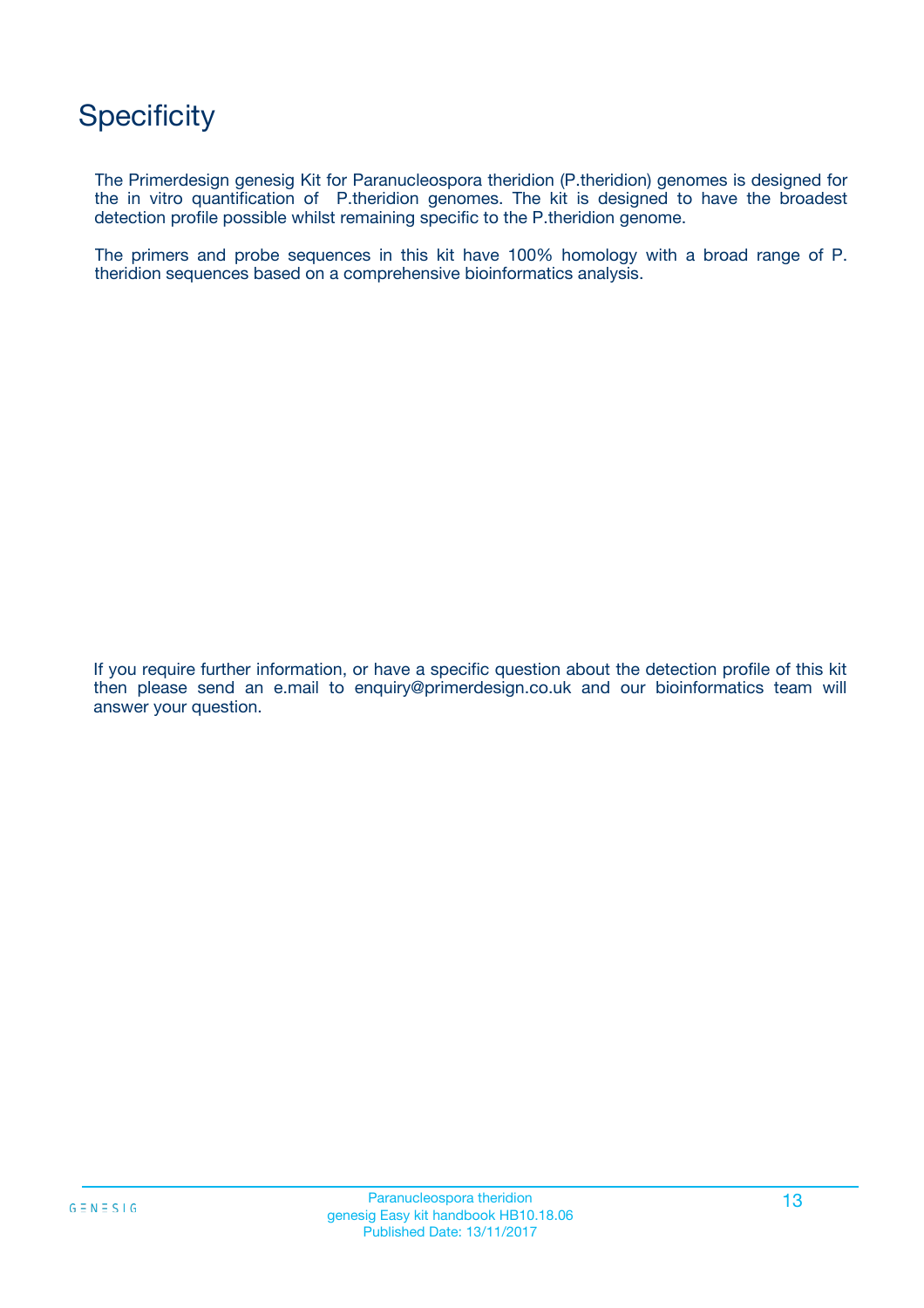# Specificity

The Primerdesign genesig Kit for Paranucleospora theridion (P.theridion) genomes is designed for the in vitro quantification of P.theridion genomes. The kit is designed to have the broadest detection profile possible whilst remaining specific to the P.theridion genome.

The primers and probe sequences in this kit have 100% homology with a broad range of P. theridion sequences based on a comprehensive bioinformatics analysis.

If you require further information, or have a specific question about the detection profile of this kit then please send an e.mail to enquiry@primerdesign.co.uk and our bioinformatics team will answer your question.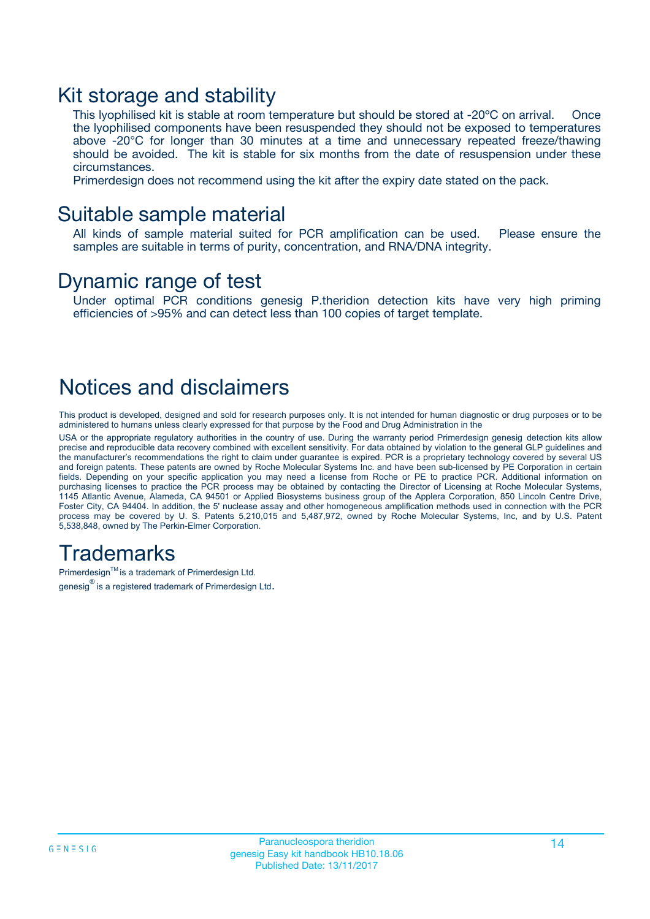## Kit storage and stability

This lyophilised kit is stable at room temperature but should be stored at -20ºC on arrival. Once the lyophilised components have been resuspended they should not be exposed to temperatures above -20°C for longer than 30 minutes at a time and unnecessary repeated freeze/thawing should be avoided. The kit is stable for six months from the date of resuspension under these circumstances.

Primerdesign does not recommend using the kit after the expiry date stated on the pack.

## Suitable sample material

All kinds of sample material suited for PCR amplification can be used. Please ensure the samples are suitable in terms of purity, concentration, and RNA/DNA integrity.

## Dynamic range of test

Under optimal PCR conditions genesig P.theridion detection kits have very high priming efficiencies of >95% and can detect less than 100 copies of target template.

# Notices and disclaimers

This product is developed, designed and sold for research purposes only. It is not intended for human diagnostic or drug purposes or to be administered to humans unless clearly expressed for that purpose by the Food and Drug Administration in the

USA or the appropriate regulatory authorities in the country of use. During the warranty period Primerdesign genesig detection kits allow precise and reproducible data recovery combined with excellent sensitivity. For data obtained by violation to the general GLP guidelines and the manufacturer's recommendations the right to claim under guarantee is expired. PCR is a proprietary technology covered by several US and foreign patents. These patents are owned by Roche Molecular Systems Inc. and have been sub-licensed by PE Corporation in certain fields. Depending on your specific application you may need a license from Roche or PE to practice PCR. Additional information on purchasing licenses to practice the PCR process may be obtained by contacting the Director of Licensing at Roche Molecular Systems, 1145 Atlantic Avenue, Alameda, CA 94501 or Applied Biosystems business group of the Applera Corporation, 850 Lincoln Centre Drive, Foster City, CA 94404. In addition, the 5' nuclease assay and other homogeneous amplification methods used in connection with the PCR process may be covered by U. S. Patents 5,210,015 and 5,487,972, owned by Roche Molecular Systems, Inc, and by U.S. Patent 5,538,848, owned by The Perkin-Elmer Corporation.

# Trademarks

Primerdesign™ is a trademark of Primerdesign Ltd.

genesig® is a registered trademark of Primerdesign Ltd.